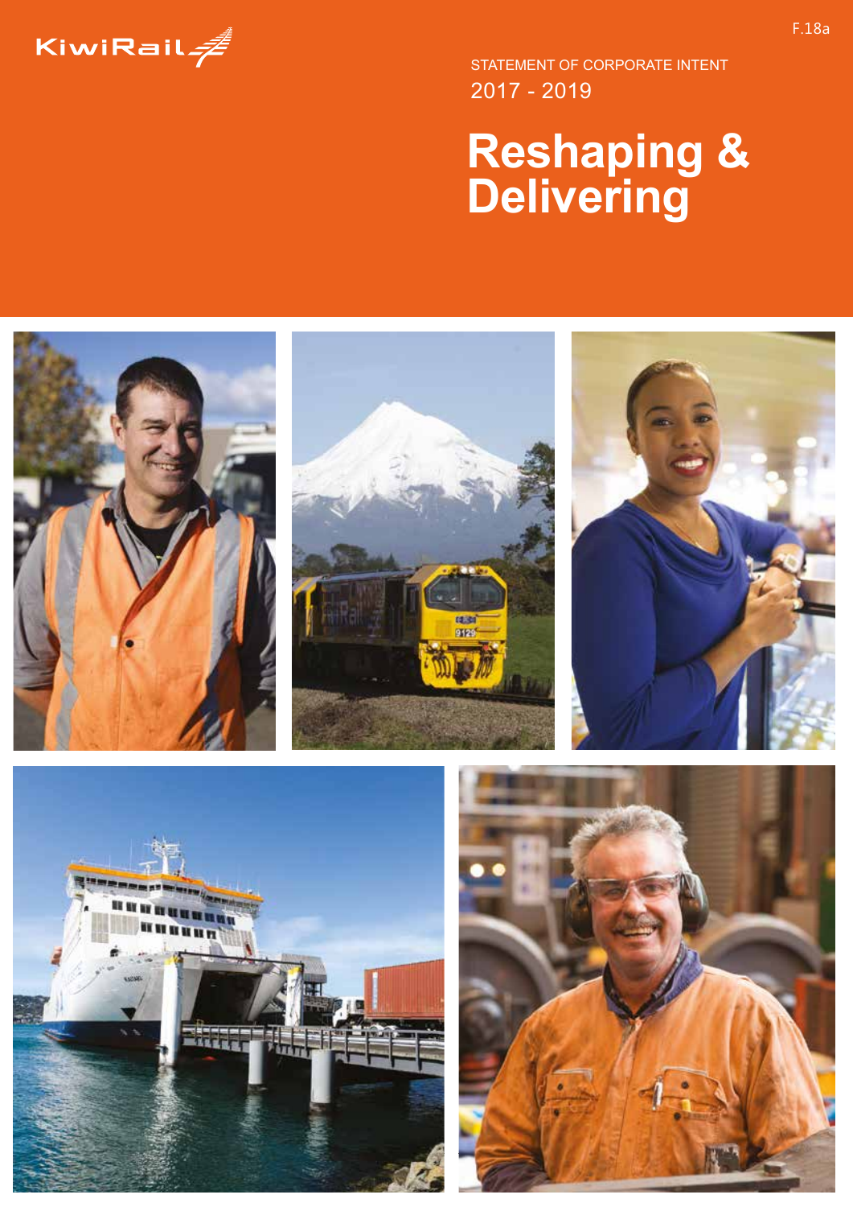KiwiRail

F.18a

STATEMENT OF CORPORATE INTENT

2017 - 2019

# Reshaping & Delivering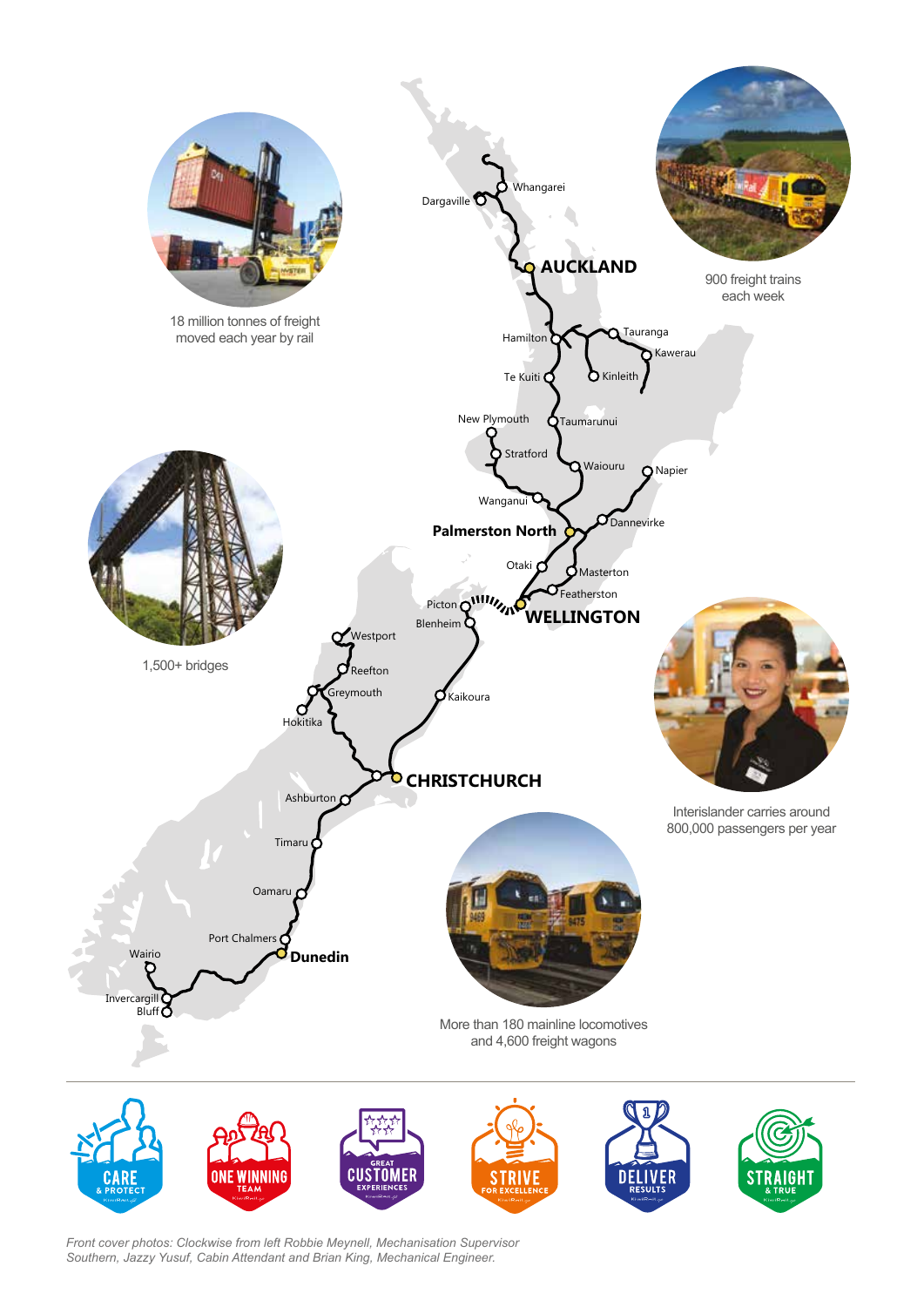18 million tonnes of freight moved each year by rail

900 freight trains each week

1,500+ bridges

Interislander carries around 800,000 passengers per year

More than 180 mainline locomotives and 4,600 freight wagons

Whangarei
Dargaville
**AUCKLAND**
Hamilton
Tauranga
Kawerau
Te Kuiti
Kinleith
New Plymouth
Taumarunui
Stratford
Waiouru
Napier
Wanganui
**Palmerston North**
Dannevirke
Otaki
Masterton
Featherston
Picton
Blenheim
**WELLINGTON**
Westport
Reefton
Greymouth
Hokitika
Kaikoura
**CHRISTCHURCH**
Ashburton
Timaru
Oamaru
Port Chalmers
**Dunedin**
Wairio
Invercargill
Bluff

CARE & PROTECT
ONE WINNING TEAM
GREAT CUSTOMER EXPERIENCES
STRIVE FOR EXCELLENCE
DELIVER RESULTS
STRAIGHT & TRUE

*Front cover photos: Clockwise from left Robbie Meynell, Mechanisation Supervisor Southern, Jazzy Yusuf, Cabin Attendant and Brian King, Mechanical Engineer.*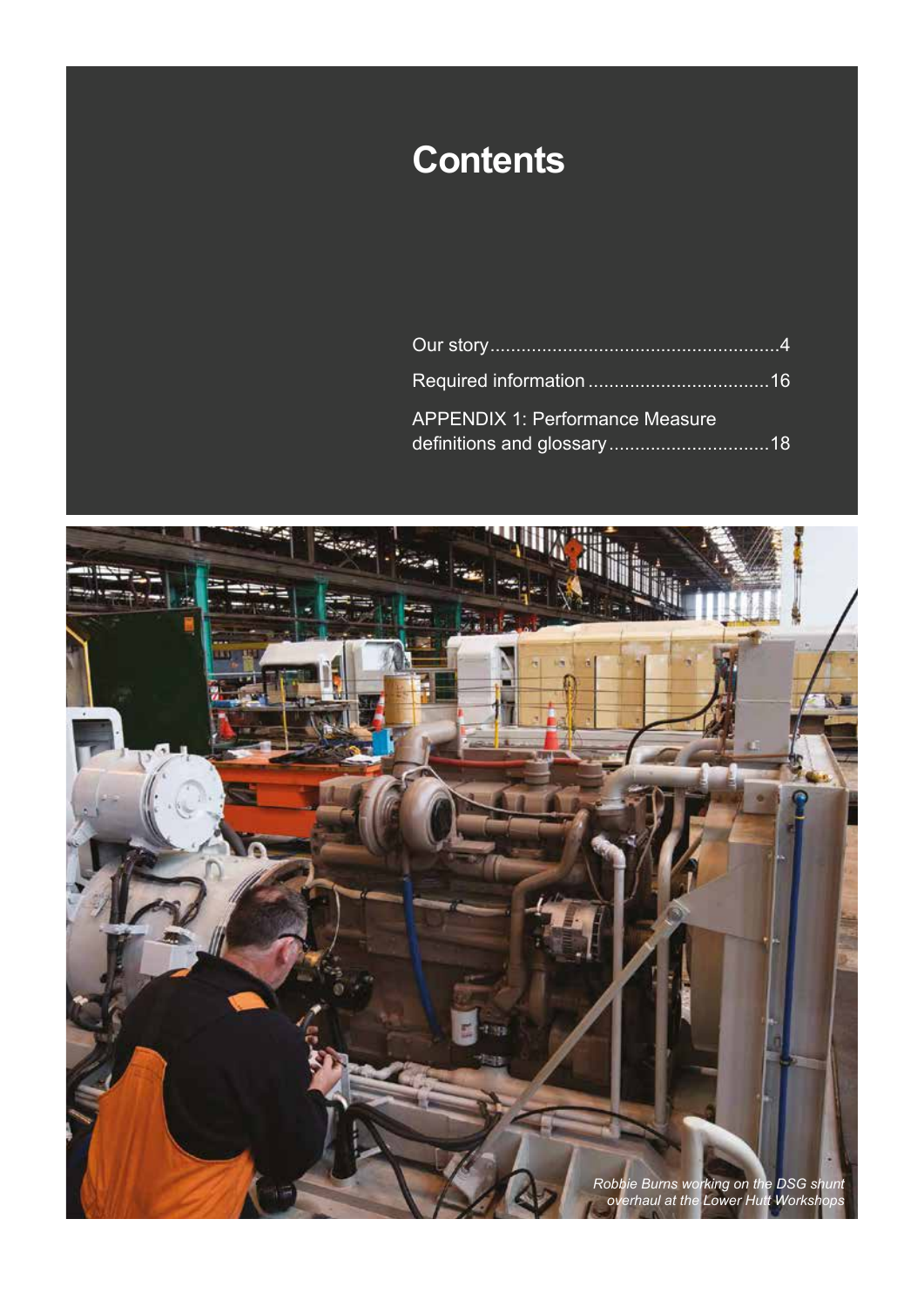# Contents

Our story....................................................4

Required information ..................................16

APPENDIX 1: Performance Measure definitions and glossary..............................18

*Robbie Burns working on the DSG shunt overhaul at the Lower Hutt Workshops*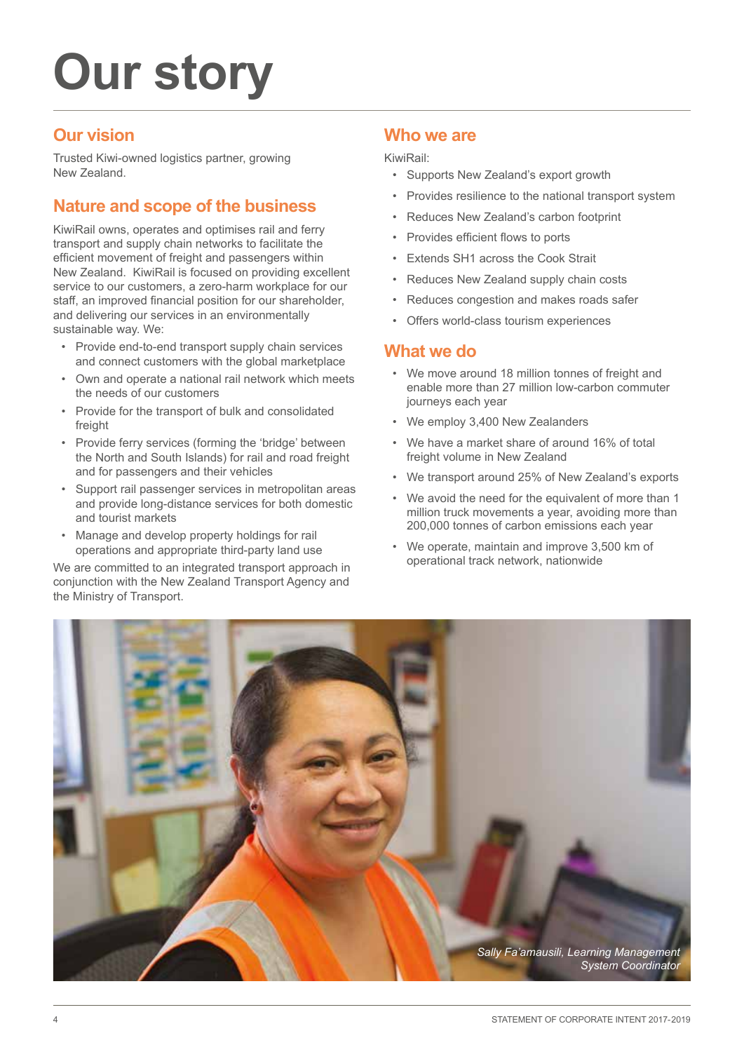# Our story

## Our vision

Trusted Kiwi-owned logistics partner, growing New Zealand.

## Nature and scope of the business

KiwiRail owns, operates and optimises rail and ferry transport and supply chain networks to facilitate the efficient movement of freight and passengers within New Zealand. KiwiRail is focused on providing excellent service to our customers, a zero-harm workplace for our staff, an improved financial position for our shareholder, and delivering our services in an environmentally sustainable way. We:

- Provide end-to-end transport supply chain services and connect customers with the global marketplace
- Own and operate a national rail network which meets the needs of our customers
- Provide for the transport of bulk and consolidated freight
- Provide ferry services (forming the 'bridge' between the North and South Islands) for rail and road freight and for passengers and their vehicles
- Support rail passenger services in metropolitan areas and provide long-distance services for both domestic and tourist markets
- Manage and develop property holdings for rail operations and appropriate third-party land use

We are committed to an integrated transport approach in conjunction with the New Zealand Transport Agency and the Ministry of Transport.

## Who we are

KiwiRail:

- Supports New Zealand's export growth
- Provides resilience to the national transport system
- Reduces New Zealand's carbon footprint
- Provides efficient flows to ports
- Extends SH1 across the Cook Strait
- Reduces New Zealand supply chain costs
- Reduces congestion and makes roads safer
- Offers world-class tourism experiences

## What we do

- We move around 18 million tonnes of freight and enable more than 27 million low-carbon commuter journeys each year
- We employ 3,400 New Zealanders
- We have a market share of around 16% of total freight volume in New Zealand
- We transport around 25% of New Zealand's exports
- We avoid the need for the equivalent of more than 1 million truck movements a year, avoiding more than 200,000 tonnes of carbon emissions each year
- We operate, maintain and improve 3,500 km of operational track network, nationwide

*Sally Fa'amausili, Learning Management System Coordinator*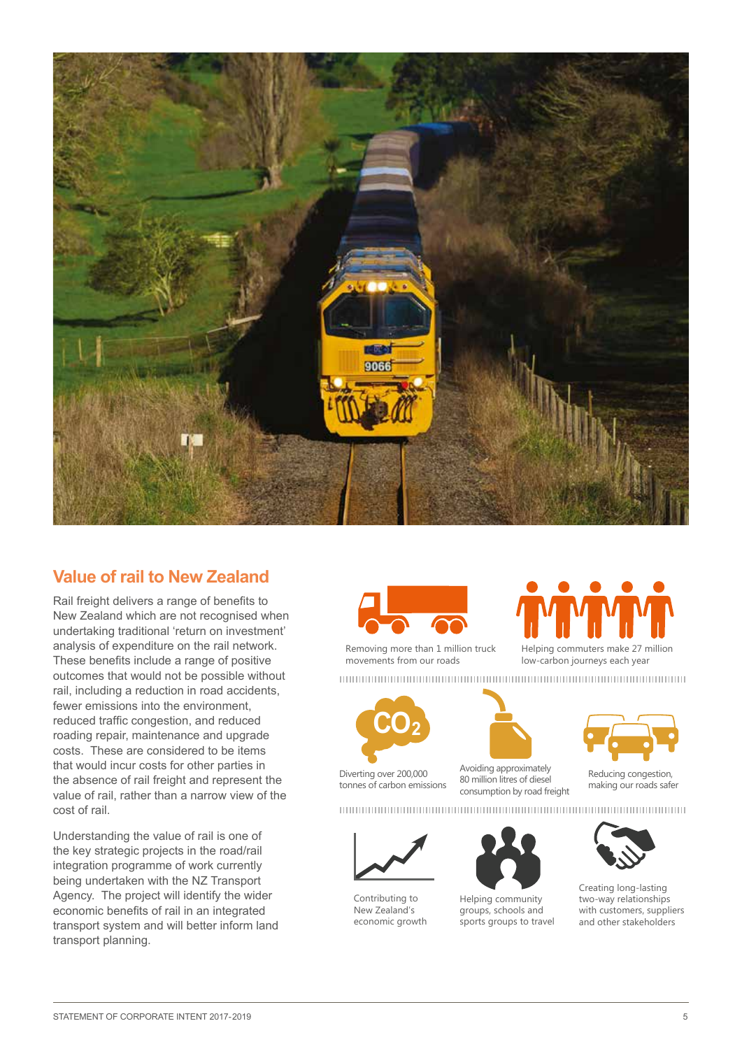## Value of rail to New Zealand

Rail freight delivers a range of benefits to New Zealand which are not recognised when undertaking traditional 'return on investment' analysis of expenditure on the rail network. These benefits include a range of positive outcomes that would not be possible without rail, including a reduction in road accidents, fewer emissions into the environment, reduced traffic congestion, and reduced roading repair, maintenance and upgrade costs. These are considered to be items that would incur costs for other parties in the absence of rail freight and represent the value of rail, rather than a narrow view of the cost of rail.

Understanding the value of rail is one of the key strategic projects in the road/rail integration programme of work currently being undertaken with the NZ Transport Agency. The project will identify the wider economic benefits of rail in an integrated transport system and will better inform land transport planning.

- Removing more than 1 million truck movements from our roads
- Helping commuters make 27 million low-carbon journeys each year
- Diverting over 200,000 tonnes of carbon emissions
- Avoiding approximately 80 million litres of diesel consumption by road freight
- Reducing congestion, making our roads safer
- Contributing to New Zealand's economic growth
- Helping community groups, schools and sports groups to travel
- Creating long-lasting two-way relationships with customers, suppliers and other stakeholders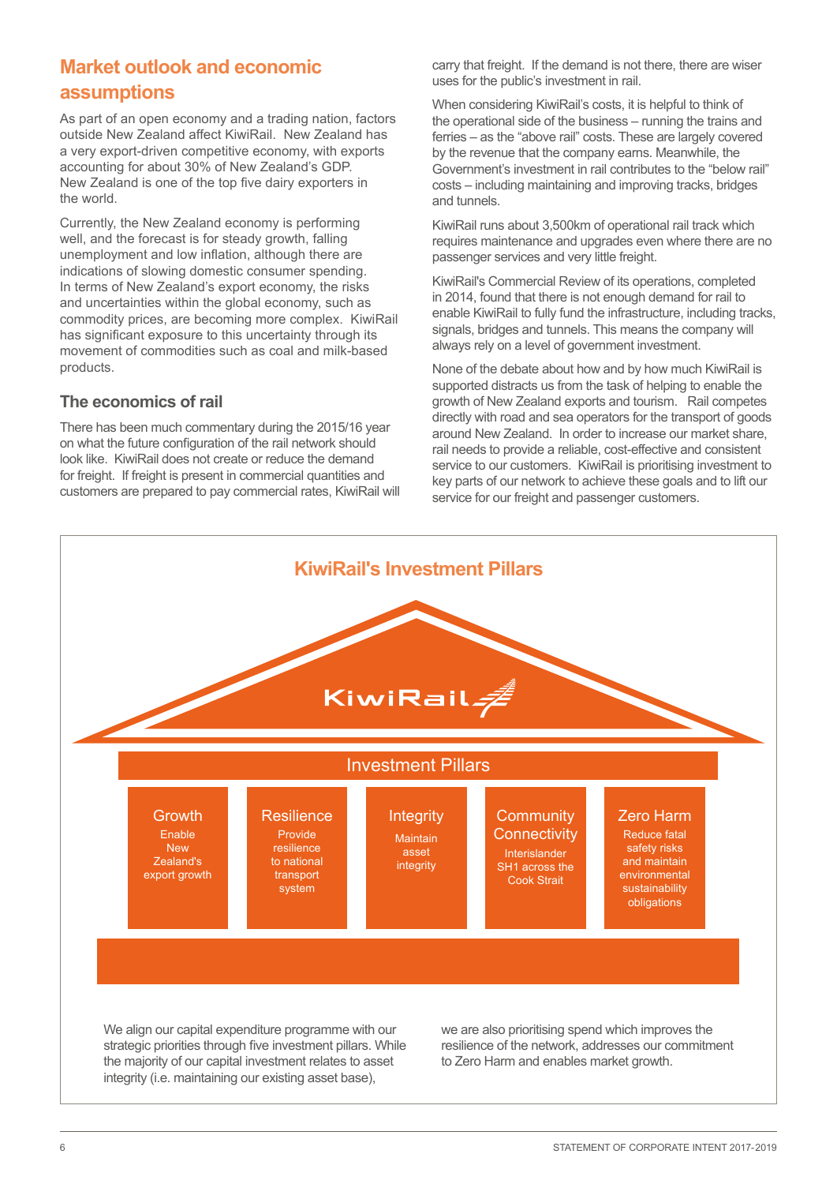## Market outlook and economic assumptions

As part of an open economy and a trading nation, factors outside New Zealand affect KiwiRail. New Zealand has a very export-driven competitive economy, with exports accounting for about 30% of New Zealand's GDP. New Zealand is one of the top five dairy exporters in the world.

Currently, the New Zealand economy is performing well, and the forecast is for steady growth, falling unemployment and low inflation, although there are indications of slowing domestic consumer spending. In terms of New Zealand's export economy, the risks and uncertainties within the global economy, such as commodity prices, are becoming more complex. KiwiRail has significant exposure to this uncertainty through its movement of commodities such as coal and milk-based products.

### The economics of rail

There has been much commentary during the 2015/16 year on what the future configuration of the rail network should look like. KiwiRail does not create or reduce the demand for freight. If freight is present in commercial quantities and customers are prepared to pay commercial rates, KiwiRail will carry that freight. If the demand is not there, there are wiser uses for the public's investment in rail.

When considering KiwiRail's costs, it is helpful to think of the operational side of the business – running the trains and ferries – as the "above rail" costs. These are largely covered by the revenue that the company earns. Meanwhile, the Government's investment in rail contributes to the "below rail" costs – including maintaining and improving tracks, bridges and tunnels.

KiwiRail runs about 3,500km of operational rail track which requires maintenance and upgrades even where there are no passenger services and very little freight.

KiwiRail's Commercial Review of its operations, completed in 2014, found that there is not enough demand for rail to enable KiwiRail to fully fund the infrastructure, including tracks, signals, bridges and tunnels. This means the company will always rely on a level of government investment.

None of the debate about how and by how much KiwiRail is supported distracts us from the task of helping to enable the growth of New Zealand exports and tourism. Rail competes directly with road and sea operators for the transport of goods around New Zealand. In order to increase our market share, rail needs to provide a reliable, cost-effective and consistent service to our customers. KiwiRail is prioritising investment to key parts of our network to achieve these goals and to lift our service for our freight and passenger customers.

### KiwiRail's Investment Pillars

KiwiRail

**Investment Pillars**

- **Growth** – Enable New Zealand's export growth
- **Resilience** – Provide resilience to national transport system
- **Integrity** – Maintain asset integrity
- **Community Connectivity** – Interislander SH1 across the Cook Strait
- **Zero Harm** – Reduce fatal safety risks and maintain environmental sustainability obligations

We align our capital expenditure programme with our strategic priorities through five investment pillars. While the majority of our capital investment relates to asset integrity (i.e. maintaining our existing asset base), we are also prioritising spend which improves the resilience of the network, addresses our commitment to Zero Harm and enables market growth.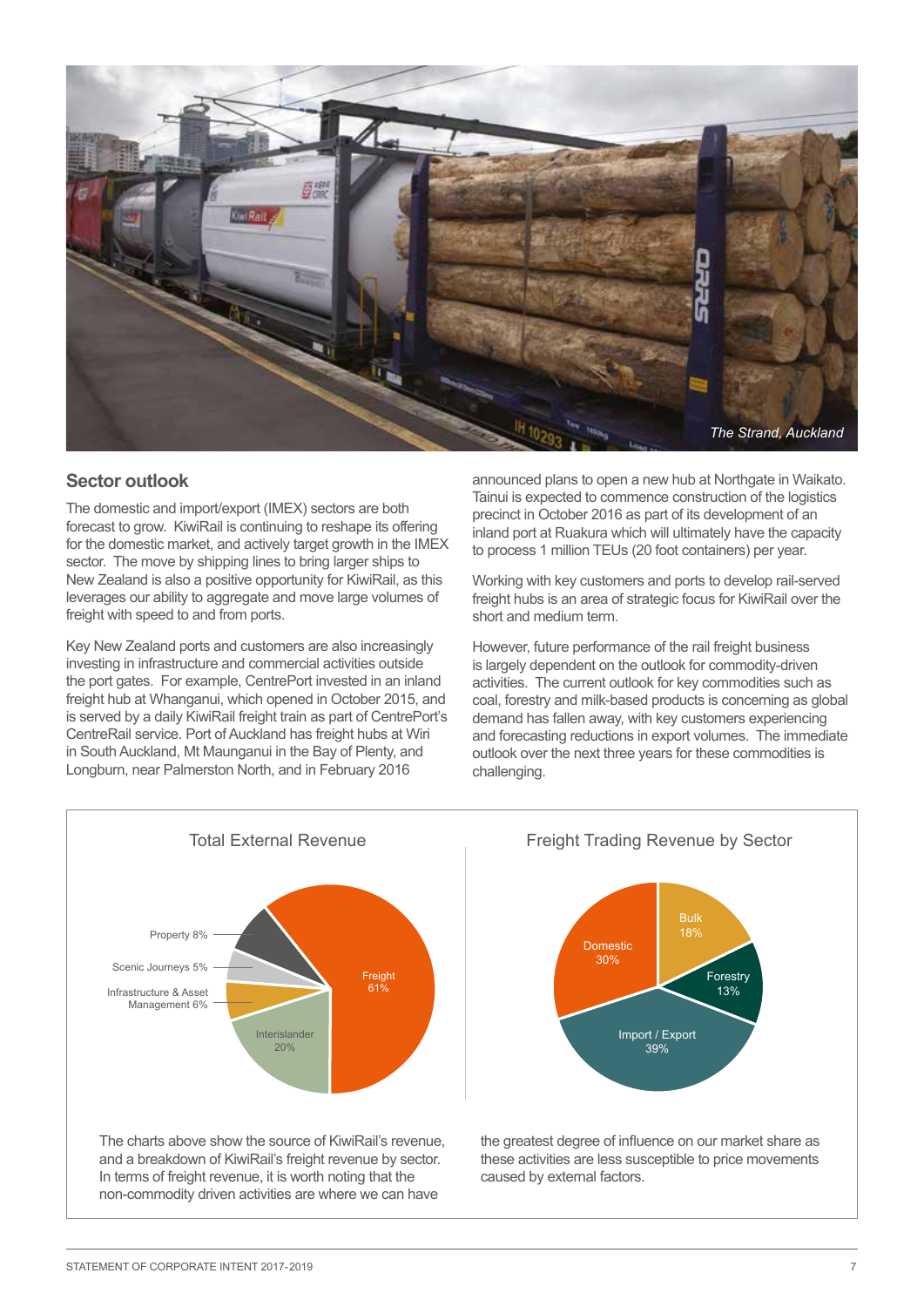The Strand, Auckland

## Sector outlook

The domestic and import/export (IMEX) sectors are both forecast to grow. KiwiRail is continuing to reshape its offering for the domestic market, and actively target growth in the IMEX sector. The move by shipping lines to bring larger ships to New Zealand is also a positive opportunity for KiwiRail, as this leverages our ability to aggregate and move large volumes of freight with speed to and from ports.

Key New Zealand ports and customers are also increasingly investing in infrastructure and commercial activities outside the port gates. For example, CentrePort invested in an inland freight hub at Whanganui, which opened in October 2015, and is served by a daily KiwiRail freight train as part of CentrePort's CentreRail service. Port of Auckland has freight hubs at Wiri in South Auckland, Mt Maunganui in the Bay of Plenty, and Longburn, near Palmerston North, and in February 2016 announced plans to open a new hub at Northgate in Waikato. Tainui is expected to commence construction of the logistics precinct in October 2016 as part of its development of an inland port at Ruakura which will ultimately have the capacity to process 1 million TEUs (20 foot containers) per year.

Working with key customers and ports to develop rail-served freight hubs is an area of strategic focus for KiwiRail over the short and medium term.

However, future performance of the rail freight business is largely dependent on the outlook for commodity-driven activities. The current outlook for key commodities such as coal, forestry and milk-based products is concerning as global demand has fallen away, with key customers experiencing and forecasting reductions in export volumes. The immediate outlook over the next three years for these commodities is challenging.

**Total External Revenue**

| Source | Share |
|---|---|
| Freight | 61% |
| Interislander | 20% |
| Property | 8% |
| Infrastructure & Asset Management | 6% |
| Scenic Journeys | 5% |

**Freight Trading Revenue by Sector**

| Sector | Share |
|---|---|
| Import / Export | 39% |
| Domestic | 30% |
| Bulk | 18% |
| Forestry | 13% |

The charts above show the source of KiwiRail's revenue, and a breakdown of KiwiRail's freight revenue by sector. In terms of freight revenue, it is worth noting that the non-commodity driven activities are where we can have the greatest degree of influence on our market share as these activities are less susceptible to price movements caused by external factors.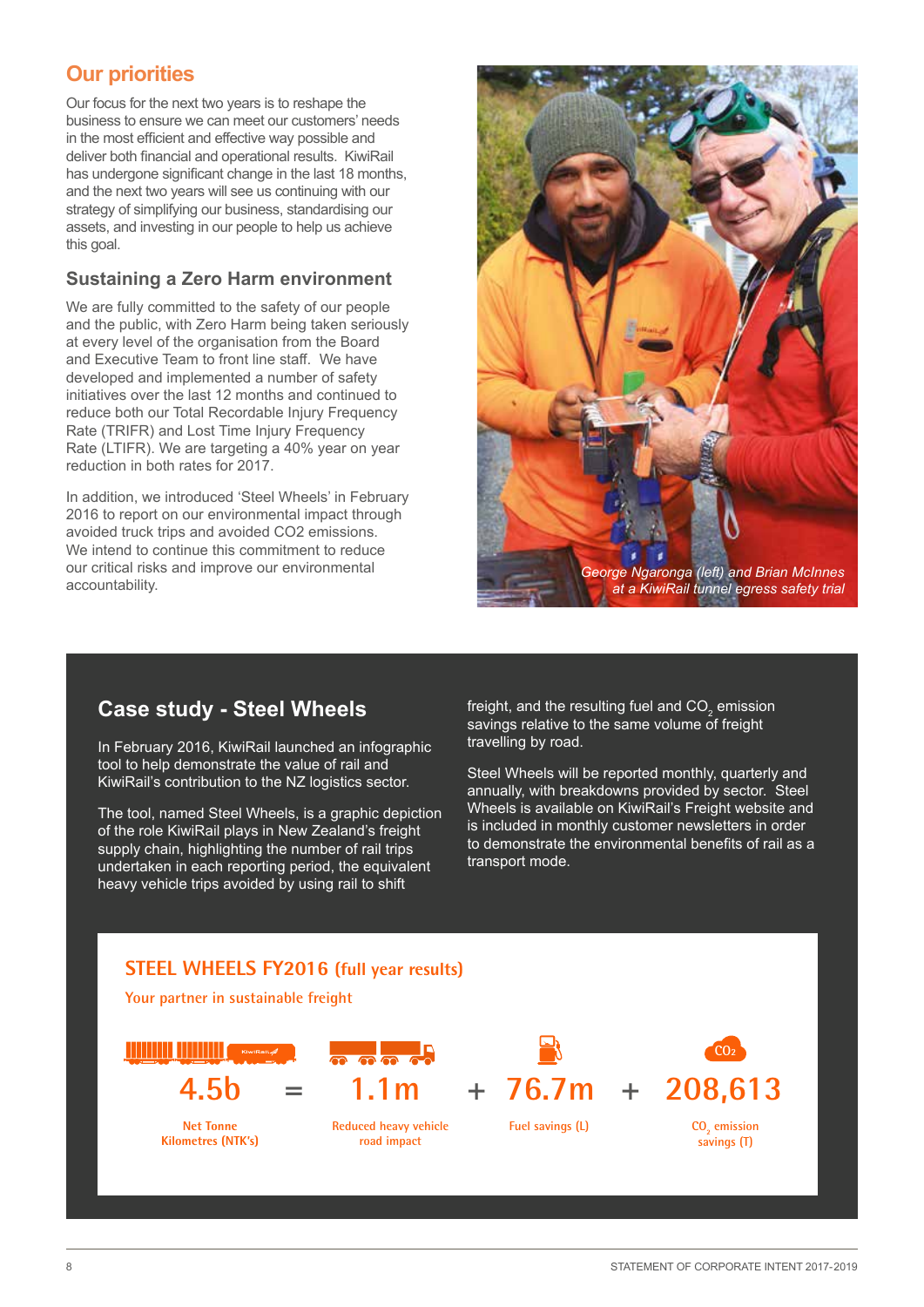## Our priorities

Our focus for the next two years is to reshape the business to ensure we can meet our customers' needs in the most efficient and effective way possible and deliver both financial and operational results. KiwiRail has undergone significant change in the last 18 months, and the next two years will see us continuing with our strategy of simplifying our business, standardising our assets, and investing in our people to help us achieve this goal.

### Sustaining a Zero Harm environment

We are fully committed to the safety of our people and the public, with Zero Harm being taken seriously at every level of the organisation from the Board and Executive Team to front line staff. We have developed and implemented a number of safety initiatives over the last 12 months and continued to reduce both our Total Recordable Injury Frequency Rate (TRIFR) and Lost Time Injury Frequency Rate (LTIFR). We are targeting a 40% year on year reduction in both rates for 2017.

In addition, we introduced 'Steel Wheels' in February 2016 to report on our environmental impact through avoided truck trips and avoided CO2 emissions. We intend to continue this commitment to reduce our critical risks and improve our environmental accountability.

*George Ngaronga (left) and Brian McInnes at a KiwiRail tunnel egress safety trial*

## Case study - Steel Wheels

In February 2016, KiwiRail launched an infographic tool to help demonstrate the value of rail and KiwiRail's contribution to the NZ logistics sector.

The tool, named Steel Wheels, is a graphic depiction of the role KiwiRail plays in New Zealand's freight supply chain, highlighting the number of rail trips undertaken in each reporting period, the equivalent heavy vehicle trips avoided by using rail to shift freight, and the resulting fuel and $CO_2$ emission savings relative to the same volume of freight travelling by road.

Steel Wheels will be reported monthly, quarterly and annually, with breakdowns provided by sector. Steel Wheels is available on KiwiRail's Freight website and is included in monthly customer newsletters in order to demonstrate the environmental benefits of rail as a transport mode.

### STEEL WHEELS FY2016 (full year results)

Your partner in sustainable freight

**4.5b** Net Tonne Kilometres (NTK's) **=** **1.1m** Reduced heavy vehicle road impact **+** **76.7m** Fuel savings (L) **+** **208,613** $CO_2$ emission savings (T)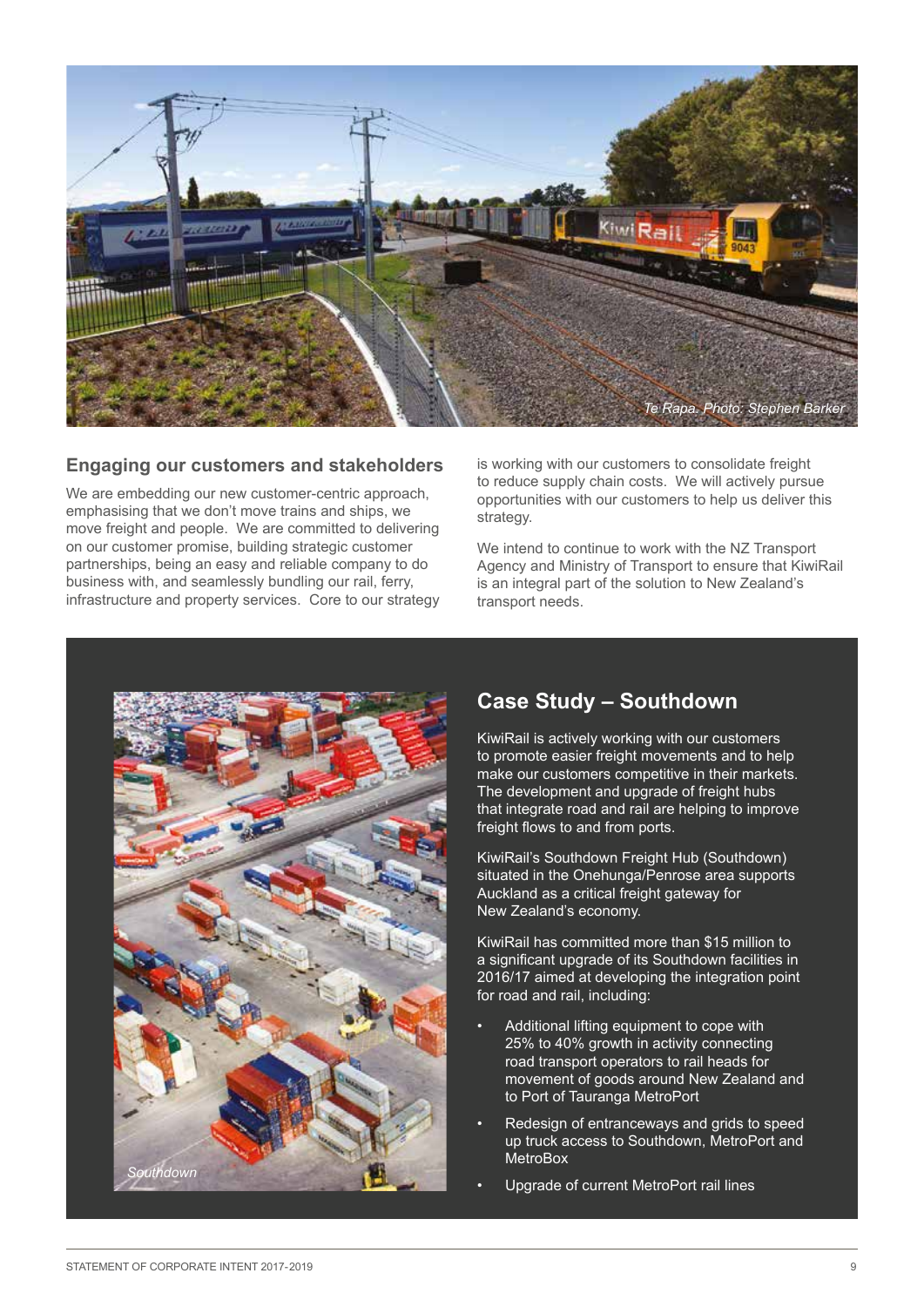*Te Rapa. Photo: Stephen Barker*

## Engaging our customers and stakeholders

We are embedding our new customer-centric approach, emphasising that we don't move trains and ships, we move freight and people. We are committed to delivering on our customer promise, building strategic customer partnerships, being an easy and reliable company to do business with, and seamlessly bundling our rail, ferry, infrastructure and property services. Core to our strategy is working with our customers to consolidate freight to reduce supply chain costs. We will actively pursue opportunities with our customers to help us deliver this strategy.

We intend to continue to work with the NZ Transport Agency and Ministry of Transport to ensure that KiwiRail is an integral part of the solution to New Zealand's transport needs.

*Southdown*

## Case Study – Southdown

KiwiRail is actively working with our customers to promote easier freight movements and to help make our customers competitive in their markets. The development and upgrade of freight hubs that integrate road and rail are helping to improve freight flows to and from ports.

KiwiRail's Southdown Freight Hub (Southdown) situated in the Onehunga/Penrose area supports Auckland as a critical freight gateway for New Zealand's economy.

KiwiRail has committed more than $15 million to a significant upgrade of its Southdown facilities in 2016/17 aimed at developing the integration point for road and rail, including:

- Additional lifting equipment to cope with 25% to 40% growth in activity connecting road transport operators to rail heads for movement of goods around New Zealand and to Port of Tauranga MetroPort
- Redesign of entranceways and grids to speed up truck access to Southdown, MetroPort and MetroBox
- Upgrade of current MetroPort rail lines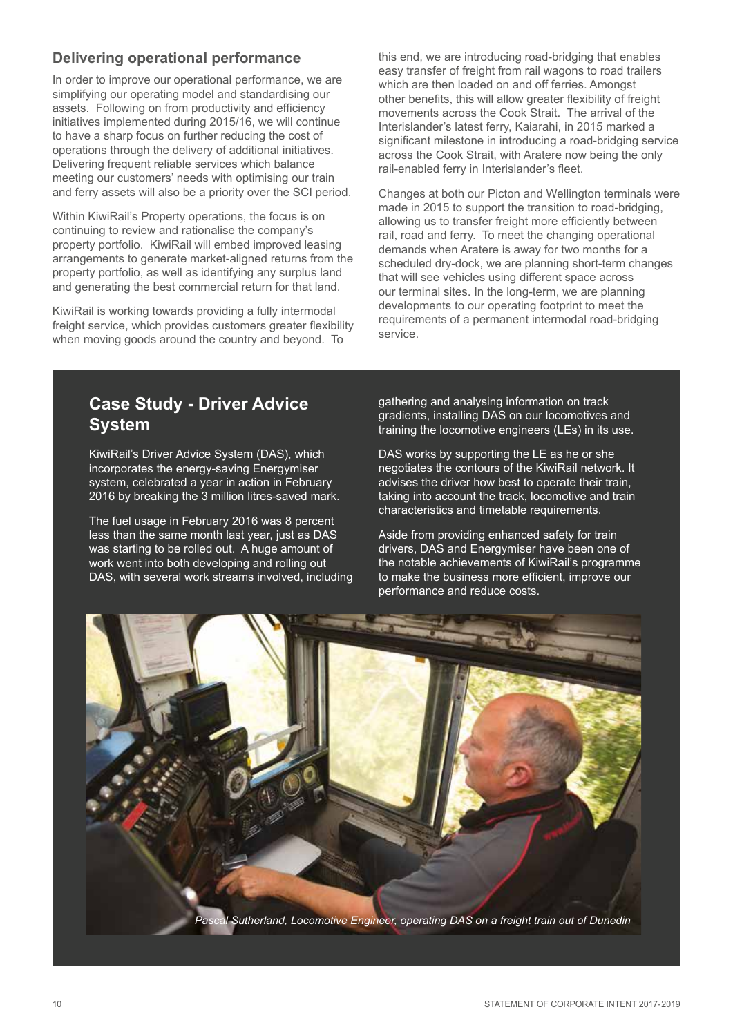## Delivering operational performance

In order to improve our operational performance, we are simplifying our operating model and standardising our assets. Following on from productivity and efficiency initiatives implemented during 2015/16, we will continue to have a sharp focus on further reducing the cost of operations through the delivery of additional initiatives. Delivering frequent reliable services which balance meeting our customers' needs with optimising our train and ferry assets will also be a priority over the SCI period.

Within KiwiRail's Property operations, the focus is on continuing to review and rationalise the company's property portfolio. KiwiRail will embed improved leasing arrangements to generate market-aligned returns from the property portfolio, as well as identifying any surplus land and generating the best commercial return for that land.

KiwiRail is working towards providing a fully intermodal freight service, which provides customers greater flexibility when moving goods around the country and beyond. To this end, we are introducing road-bridging that enables easy transfer of freight from rail wagons to road trailers which are then loaded on and off ferries. Amongst other benefits, this will allow greater flexibility of freight movements across the Cook Strait. The arrival of the Interislander's latest ferry, Kaiarahi, in 2015 marked a significant milestone in introducing a road-bridging service across the Cook Strait, with Aratere now being the only rail-enabled ferry in Interislander's fleet.

Changes at both our Picton and Wellington terminals were made in 2015 to support the transition to road-bridging, allowing us to transfer freight more efficiently between rail, road and ferry. To meet the changing operational demands when Aratere is away for two months for a scheduled dry-dock, we are planning short-term changes that will see vehicles using different space across our terminal sites. In the long-term, we are planning developments to our operating footprint to meet the requirements of a permanent intermodal road-bridging service.

## Case Study - Driver Advice System

KiwiRail's Driver Advice System (DAS), which incorporates the energy-saving Energymiser system, celebrated a year in action in February 2016 by breaking the 3 million litres-saved mark.

The fuel usage in February 2016 was 8 percent less than the same month last year, just as DAS was starting to be rolled out. A huge amount of work went into both developing and rolling out DAS, with several work streams involved, including gathering and analysing information on track gradients, installing DAS on our locomotives and training the locomotive engineers (LEs) in its use.

DAS works by supporting the LE as he or she negotiates the contours of the KiwiRail network. It advises the driver how best to operate their train, taking into account the track, locomotive and train characteristics and timetable requirements.

Aside from providing enhanced safety for train drivers, DAS and Energymiser have been one of the notable achievements of KiwiRail's programme to make the business more efficient, improve our performance and reduce costs.

*Pascal Sutherland, Locomotive Engineer, operating DAS on a freight train out of Dunedin*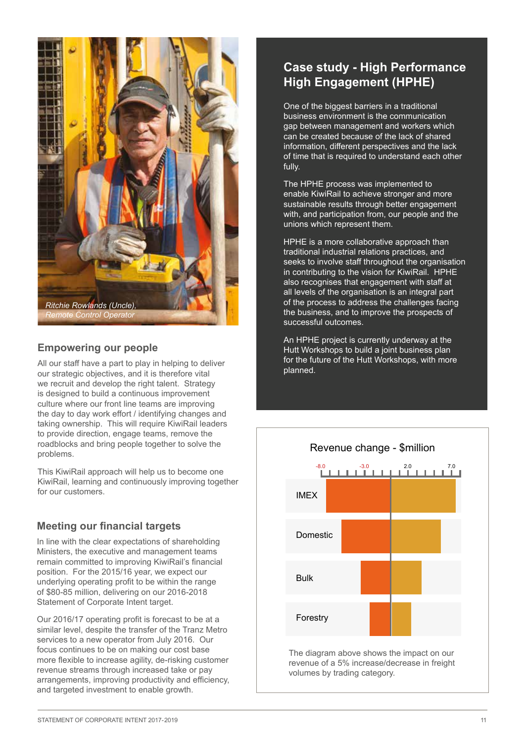Ritchie Rowlands (Uncle), Remote Control Operator

## Empowering our people

All our staff have a part to play in helping to deliver our strategic objectives, and it is therefore vital we recruit and develop the right talent. Strategy is designed to build a continuous improvement culture where our front line teams are improving the day to day work effort / identifying changes and taking ownership. This will require KiwiRail leaders to provide direction, engage teams, remove the roadblocks and bring people together to solve the problems.

This KiwiRail approach will help us to become one KiwiRail, learning and continuously improving together for our customers.

## Meeting our financial targets

In line with the clear expectations of shareholding Ministers, the executive and management teams remain committed to improving KiwiRail's financial position. For the 2015/16 year, we expect our underlying operating profit to be within the range of $80-85 million, delivering on our 2016-2018 Statement of Corporate Intent target.

Our 2016/17 operating profit is forecast to be at a similar level, despite the transfer of the Tranz Metro services to a new operator from July 2016. Our focus continues to be on making our cost base more flexible to increase agility, de-risking customer revenue streams through increased take or pay arrangements, improving productivity and efficiency, and targeted investment to enable growth.

## Case study - High Performance High Engagement (HPHE)

One of the biggest barriers in a traditional business environment is the communication gap between management and workers which can be created because of the lack of shared information, different perspectives and the lack of time that is required to understand each other fully.

The HPHE process was implemented to enable KiwiRail to achieve stronger and more sustainable results through better engagement with, and participation from, our people and the unions which represent them.

HPHE is a more collaborative approach than traditional industrial relations practices, and seeks to involve staff throughout the organisation in contributing to the vision for KiwiRail. HPHE also recognises that engagement with staff at all levels of the organisation is an integral part of the process to address the challenges facing the business, and to improve the prospects of successful outcomes.

An HPHE project is currently underway at the Hutt Workshops to build a joint business plan for the future of the Hutt Workshops, with more planned.

### Revenue change - $million

Axis: -8.0, -3.0, 2.0, 7.0

Categories: IMEX, Domestic, Bulk, Forestry

The diagram above shows the impact on our revenue of a 5% increase/decrease in freight volumes by trading category.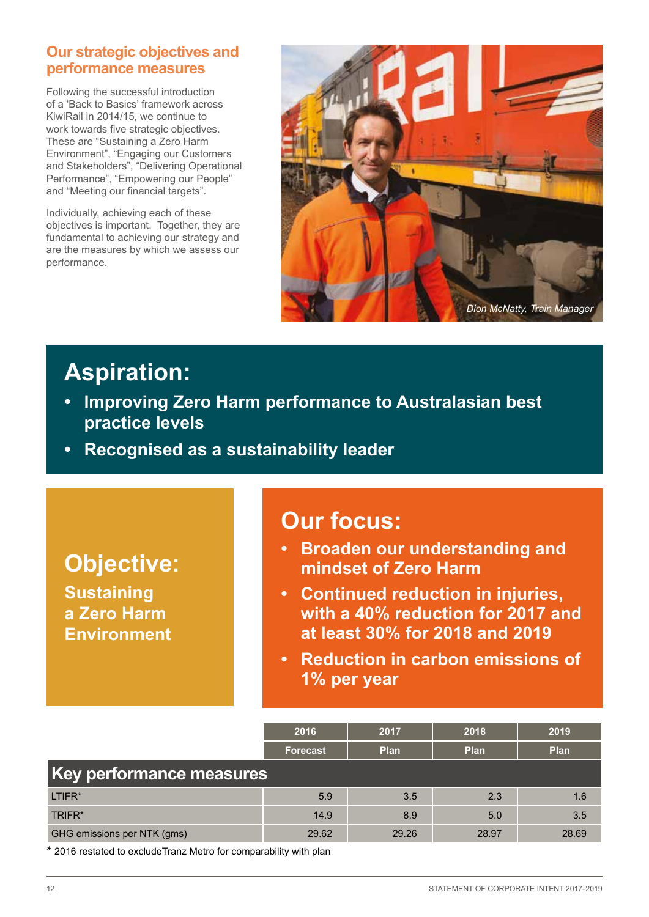## Our strategic objectives and performance measures

Following the successful introduction of a 'Back to Basics' framework across KiwiRail in 2014/15, we continue to work towards five strategic objectives. These are "Sustaining a Zero Harm Environment", "Engaging our Customers and Stakeholders", "Delivering Operational Performance", "Empowering our People" and "Meeting our financial targets".

Individually, achieving each of these objectives is important. Together, they are fundamental to achieving our strategy and are the measures by which we assess our performance.

*Dion McNatty, Train Manager*

# Aspiration:

- **Improving Zero Harm performance to Australasian best practice levels**
- **Recognised as a sustainability leader**

# Objective:

**Sustaining a Zero Harm Environment**

# Our focus:

- **Broaden our understanding and mindset of Zero Harm**
- **Continued reduction in injuries, with a 40% reduction for 2017 and at least 30% for 2018 and 2019**
- **Reduction in carbon emissions of 1% per year**

| Key performance measures | 2016 Forecast | 2017 Plan | 2018 Plan | 2019 Plan |
|---|---|---|---|---|
| LTIFR* | 5.9 | 3.5 | 2.3 | 1.6 |
| TRIFR* | 14.9 | 8.9 | 5.0 | 3.5 |
| GHG emissions per NTK (gms) | 29.62 | 29.26 | 28.97 | 28.69 |

\* 2016 restated to exclude Tranz Metro for comparability with plan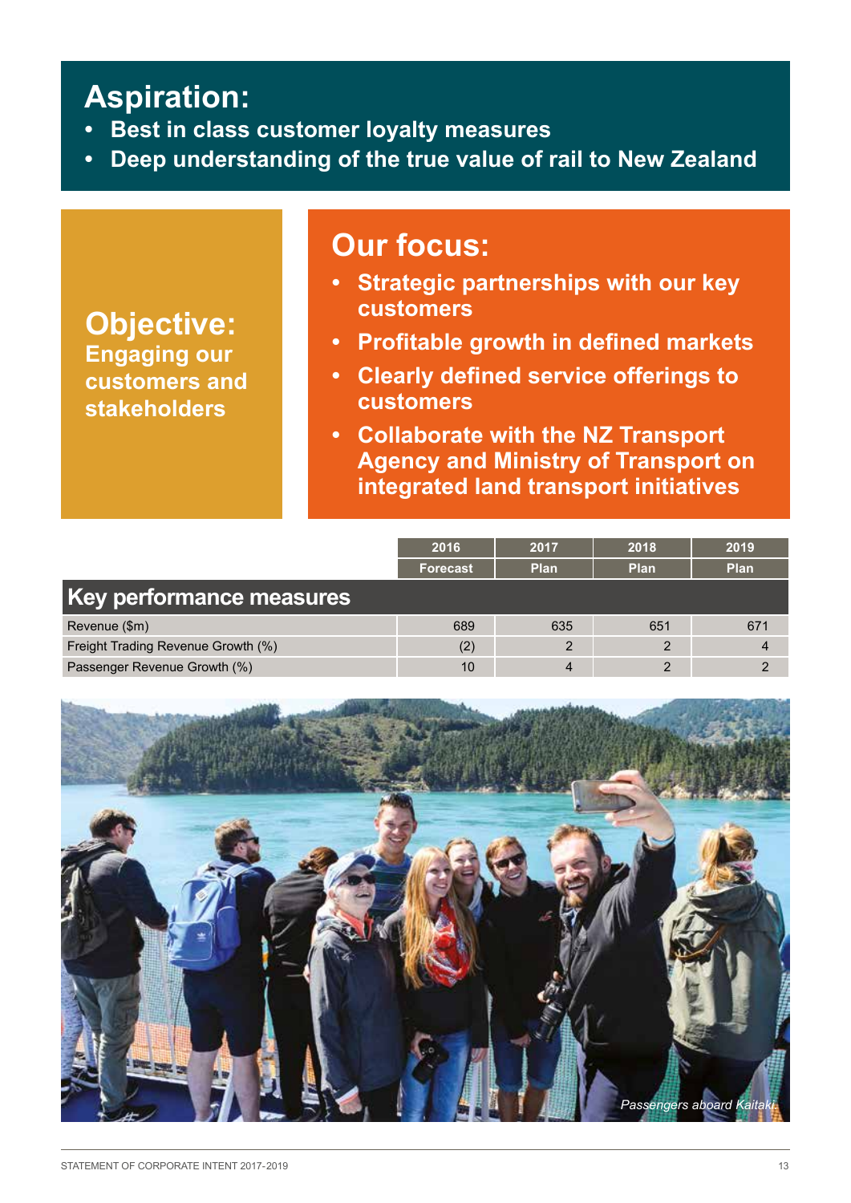## Aspiration:

- **Best in class customer loyalty measures**
- **Deep understanding of the true value of rail to New Zealand**

## Objective:

**Engaging our customers and stakeholders**

## Our focus:

- **Strategic partnerships with our key customers**
- **Profitable growth in defined markets**
- **Clearly defined service offerings to customers**
- **Collaborate with the NZ Transport Agency and Ministry of Transport on integrated land transport initiatives**

| | 2016 | 2017 | 2018 | 2019 |
|---|---|---|---|---|
| | Forecast | Plan | Plan | Plan |
| **Key performance measures** | | | | |
| Revenue ($m) | 689 | 635 | 651 | 671 |
| Freight Trading Revenue Growth (%) | (2) | 2 | 2 | 4 |
| Passenger Revenue Growth (%) | 10 | 4 | 2 | 2 |

*Passengers aboard Kaitaki*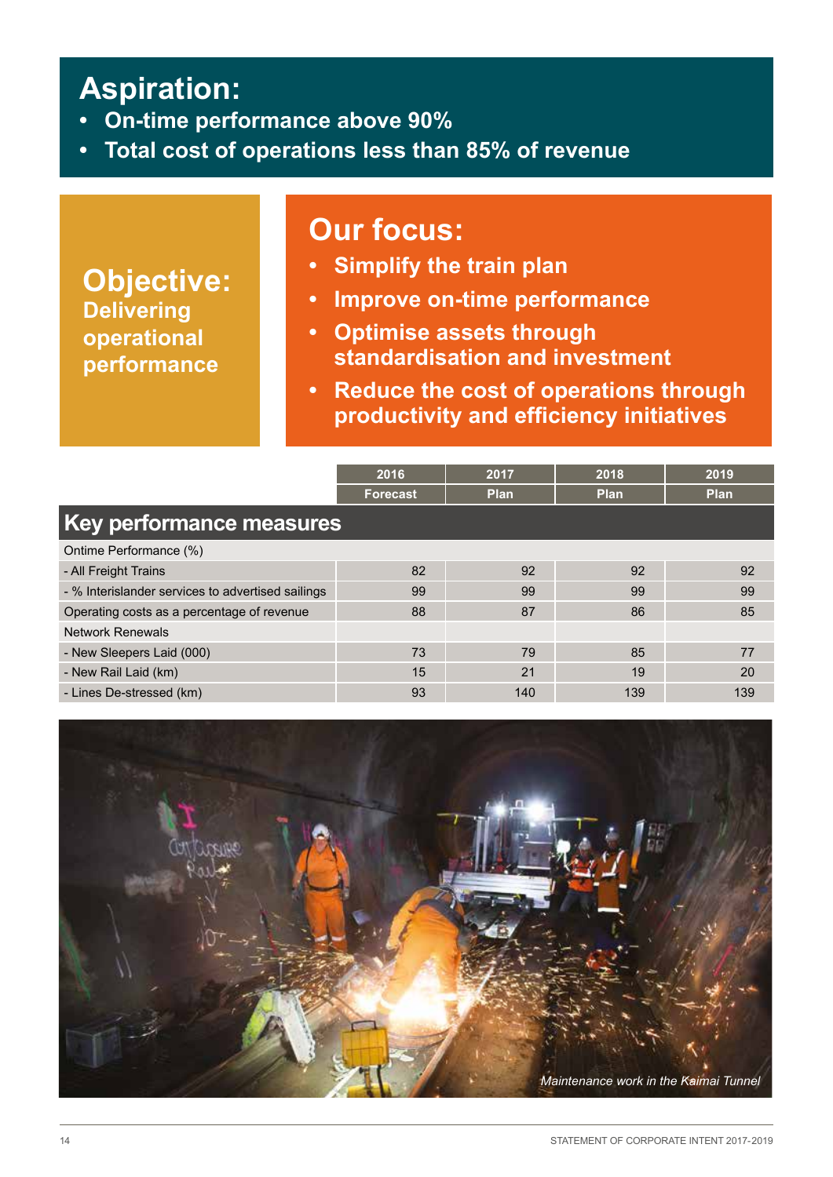## Aspiration:

- On-time performance above 90%
- Total cost of operations less than 85% of revenue

## Objective:

**Delivering operational performance**

## Our focus:

- Simplify the train plan
- Improve on-time performance
- Optimise assets through standardisation and investment
- Reduce the cost of operations through productivity and efficiency initiatives

| Key performance measures | 2016 Forecast | 2017 Plan | 2018 Plan | 2019 Plan |
|---|---|---|---|---|
| Ontime Performance (%) | | | | |
| - All Freight Trains | 82 | 92 | 92 | 92 |
| - % Interislander services to advertised sailings | 99 | 99 | 99 | 99 |
| Operating costs as a percentage of revenue | 88 | 87 | 86 | 85 |
| Network Renewals | | | | |
| - New Sleepers Laid (000) | 73 | 79 | 85 | 77 |
| - New Rail Laid (km) | 15 | 21 | 19 | 20 |
| - Lines De-stressed (km) | 93 | 140 | 139 | 139 |

*Maintenance work in the Kaimai Tunnel*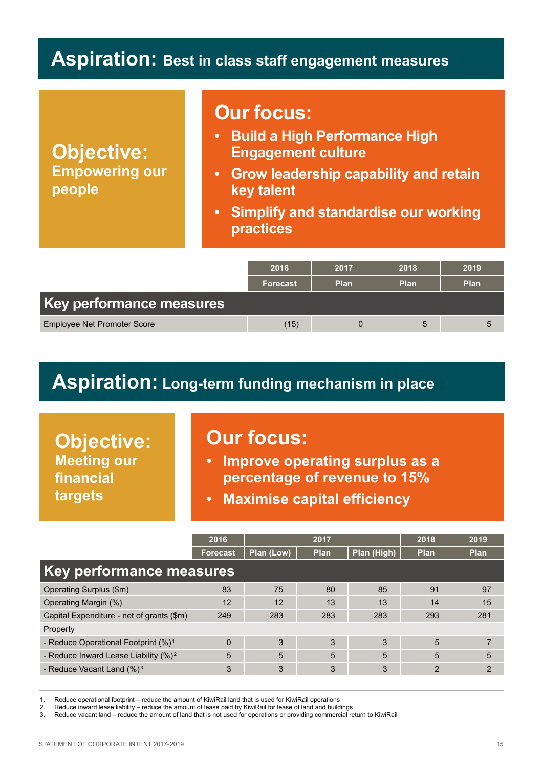## Aspiration: Best in class staff engagement measures

**Objective:** Empowering our people

### Our focus:

- **Build a High Performance High Engagement culture**
- **Grow leadership capability and retain key talent**
- **Simplify and standardise our working practices**

| | 2016 | 2017 | 2018 | 2019 |
|---|---|---|---|---|
| | Forecast | Plan | Plan | Plan |
| **Key performance measures** | | | | |
| Employee Net Promoter Score | (15) | 0 | 5 | 5 |

## Aspiration: Long-term funding mechanism in place

**Objective:** Meeting our financial targets

### Our focus:

- **Improve operating surplus as a percentage of revenue to 15%**
- **Maximise capital efficiency**

| | 2016 | 2017 | | | 2018 | 2019 |
|---|---|---|---|---|---|---|
| | Forecast | Plan (Low) | Plan | Plan (High) | Plan | Plan |
| **Key performance measures** | | | | | | |
| Operating Surplus ($m) | 83 | 75 | 80 | 85 | 91 | 97 |
| Operating Margin (%) | 12 | 12 | 13 | 13 | 14 | 15 |
| Capital Expenditure - net of grants ($m) | 249 | 283 | 283 | 283 | 293 | 281 |
| Property | | | | | | |
| - Reduce Operational Footprint (%)[1] | 0 | 3 | 3 | 3 | 5 | 7 |
| - Reduce Inward Lease Liability (%)[2] | 5 | 5 | 5 | 5 | 5 | 5 |
| - Reduce Vacant Land (%)[3] | 3 | 3 | 3 | 3 | 2 | 2 |

1. Reduce operational footprint – reduce the amount of KiwiRail land that is used for KiwiRail operations
2. Reduce inward lease liability – reduce the amount of lease paid by KiwiRail for lease of land and buildings
3. Reduce vacant land – reduce the amount of land that is not used for operations or providing commercial return to KiwiRail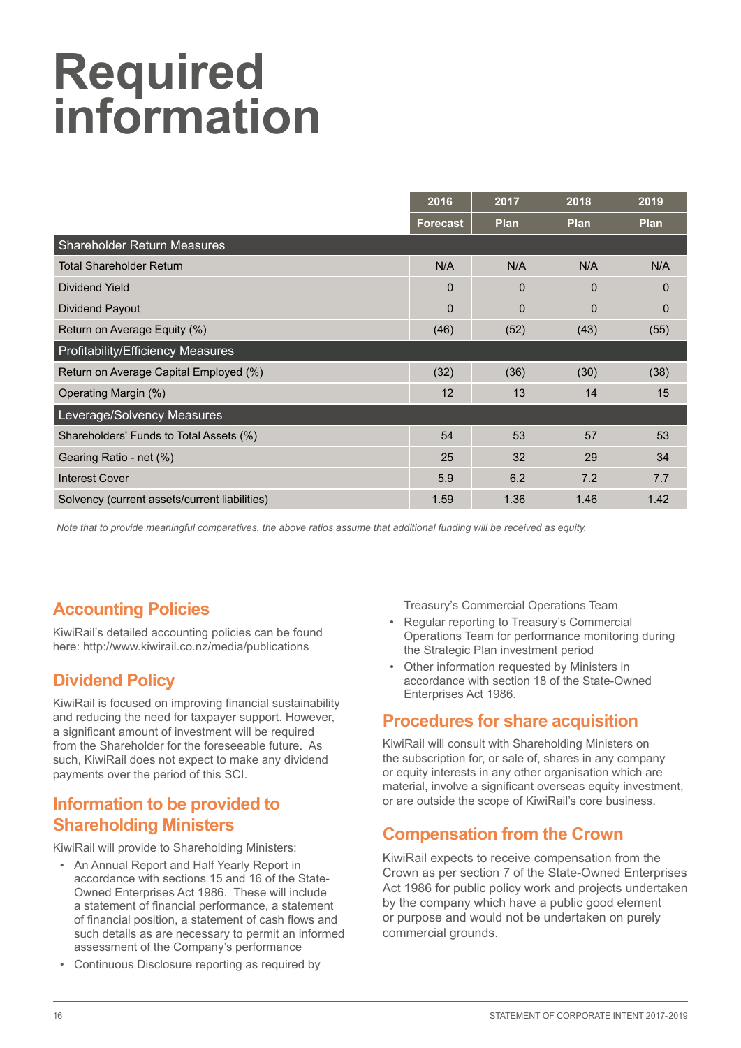# Required information

| | 2016 | 2017 | 2018 | 2019 |
|---|---|---|---|---|
| | Forecast | Plan | Plan | Plan |
| **Shareholder Return Measures** | | | | |
| Total Shareholder Return | N/A | N/A | N/A | N/A |
| Dividend Yield | 0 | 0 | 0 | 0 |
| Dividend Payout | 0 | 0 | 0 | 0 |
| Return on Average Equity (%) | (46) | (52) | (43) | (55) |
| **Profitability/Efficiency Measures** | | | | |
| Return on Average Capital Employed (%) | (32) | (36) | (30) | (38) |
| Operating Margin (%) | 12 | 13 | 14 | 15 |
| **Leverage/Solvency Measures** | | | | |
| Shareholders' Funds to Total Assets (%) | 54 | 53 | 57 | 53 |
| Gearing Ratio - net (%) | 25 | 32 | 29 | 34 |
| Interest Cover | 5.9 | 6.2 | 7.2 | 7.7 |
| Solvency (current assets/current liabilities) | 1.59 | 1.36 | 1.46 | 1.42 |

*Note that to provide meaningful comparatives, the above ratios assume that additional funding will be received as equity.*

## Accounting Policies

KiwiRail's detailed accounting policies can be found here: http://www.kiwirail.co.nz/media/publications

## Dividend Policy

KiwiRail is focused on improving financial sustainability and reducing the need for taxpayer support. However, a significant amount of investment will be required from the Shareholder for the foreseeable future. As such, KiwiRail does not expect to make any dividend payments over the period of this SCI.

## Information to be provided to Shareholding Ministers

KiwiRail will provide to Shareholding Ministers:

- An Annual Report and Half Yearly Report in accordance with sections 15 and 16 of the State-Owned Enterprises Act 1986. These will include a statement of financial performance, a statement of financial position, a statement of cash flows and such details as are necessary to permit an informed assessment of the Company's performance
- Continuous Disclosure reporting as required by Treasury's Commercial Operations Team
- Regular reporting to Treasury's Commercial Operations Team for performance monitoring during the Strategic Plan investment period
- Other information requested by Ministers in accordance with section 18 of the State-Owned Enterprises Act 1986.

## Procedures for share acquisition

KiwiRail will consult with Shareholding Ministers on the subscription for, or sale of, shares in any company or equity interests in any other organisation which are material, involve a significant overseas equity investment, or are outside the scope of KiwiRail's core business.

## Compensation from the Crown

KiwiRail expects to receive compensation from the Crown as per section 7 of the State-Owned Enterprises Act 1986 for public policy work and projects undertaken by the company which have a public good element or purpose and would not be undertaken on purely commercial grounds.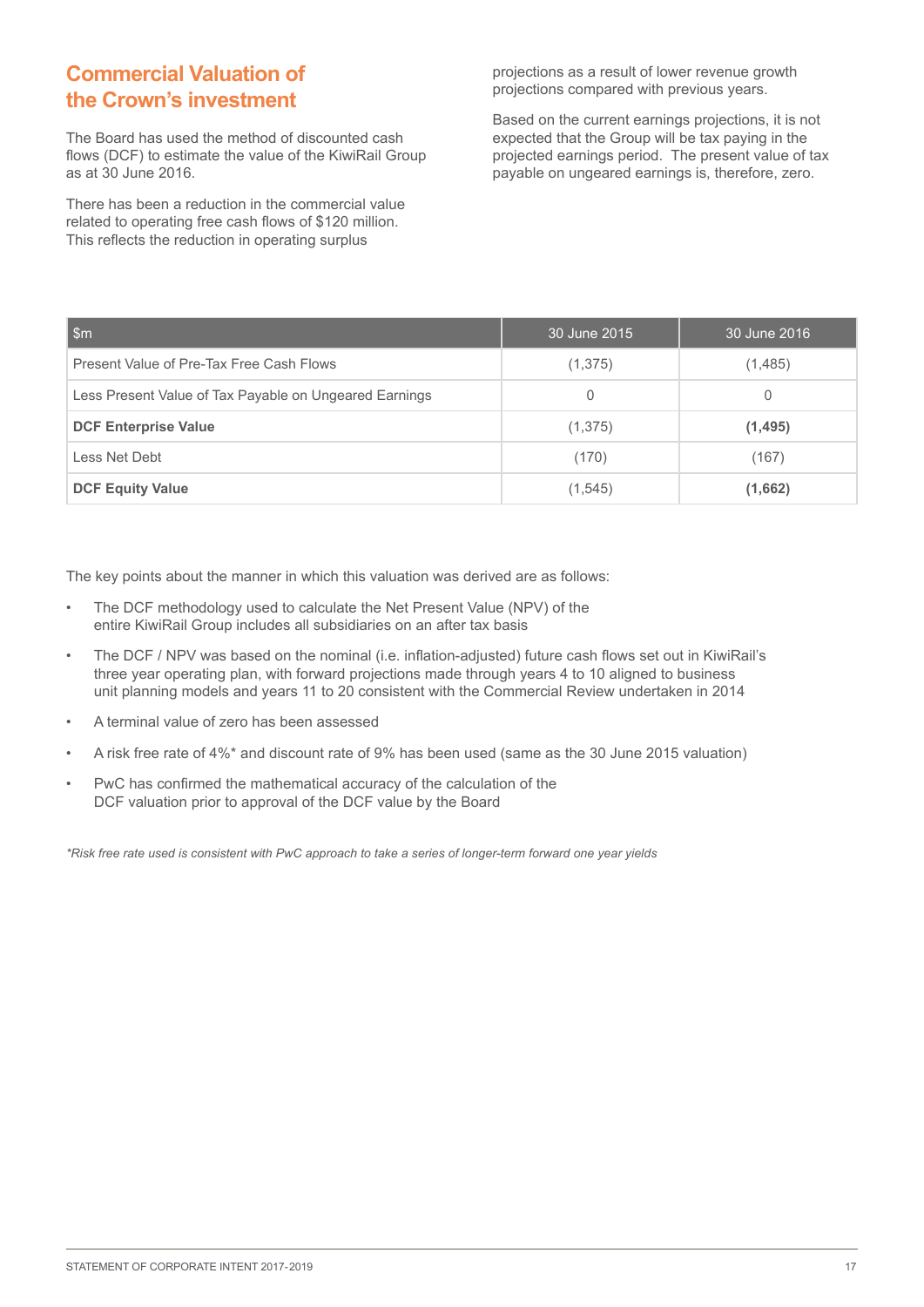## Commercial Valuation of the Crown's investment

The Board has used the method of discounted cash flows (DCF) to estimate the value of the KiwiRail Group as at 30 June 2016.

There has been a reduction in the commercial value related to operating free cash flows of $120 million. This reflects the reduction in operating surplus projections as a result of lower revenue growth projections compared with previous years.

Based on the current earnings projections, it is not expected that the Group will be tax paying in the projected earnings period. The present value of tax payable on ungeared earnings is, therefore, zero.

| $m | 30 June 2015 | 30 June 2016 |
|---|---|---|
| Present Value of Pre-Tax Free Cash Flows | (1,375) | (1,485) |
| Less Present Value of Tax Payable on Ungeared Earnings | 0 | 0 |
| **DCF Enterprise Value** | (1,375) | **(1,495)** |
| Less Net Debt | (170) | (167) |
| **DCF Equity Value** | (1,545) | **(1,662)** |

The key points about the manner in which this valuation was derived are as follows:

- The DCF methodology used to calculate the Net Present Value (NPV) of the entire KiwiRail Group includes all subsidiaries on an after tax basis
- The DCF / NPV was based on the nominal (i.e. inflation-adjusted) future cash flows set out in KiwiRail's three year operating plan, with forward projections made through years 4 to 10 aligned to business unit planning models and years 11 to 20 consistent with the Commercial Review undertaken in 2014
- A terminal value of zero has been assessed
- A risk free rate of 4%* and discount rate of 9% has been used (same as the 30 June 2015 valuation)
- PwC has confirmed the mathematical accuracy of the calculation of the DCF valuation prior to approval of the DCF value by the Board

*\*Risk free rate used is consistent with PwC approach to take a series of longer-term forward one year yields*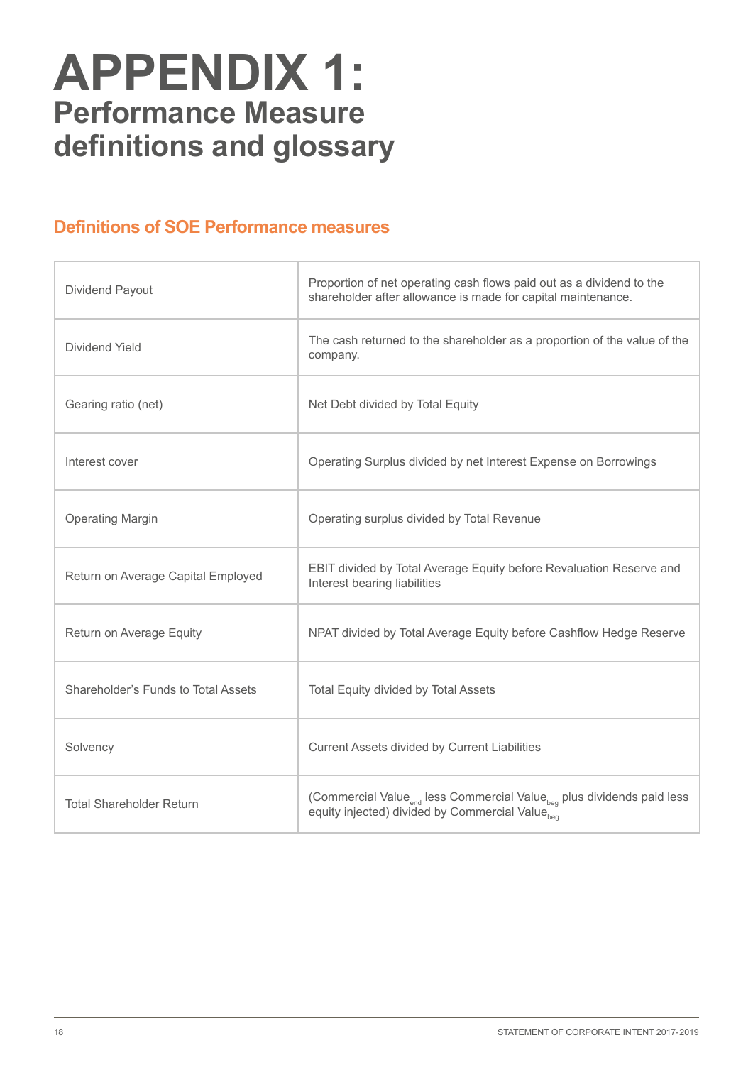# APPENDIX 1:

## Performance Measure definitions and glossary

### Definitions of SOE Performance measures

| | |
|---|---|
| Dividend Payout | Proportion of net operating cash flows paid out as a dividend to the shareholder after allowance is made for capital maintenance. |
| Dividend Yield | The cash returned to the shareholder as a proportion of the value of the company. |
| Gearing ratio (net) | Net Debt divided by Total Equity |
| Interest cover | Operating Surplus divided by net Interest Expense on Borrowings |
| Operating Margin | Operating surplus divided by Total Revenue |
| Return on Average Capital Employed | EBIT divided by Total Average Equity before Revaluation Reserve and Interest bearing liabilities |
| Return on Average Equity | NPAT divided by Total Average Equity before Cashflow Hedge Reserve |
| Shareholder's Funds to Total Assets | Total Equity divided by Total Assets |
| Solvency | Current Assets divided by Current Liabilities |
| Total Shareholder Return | (Commercial $Value_{end}$ less Commercial $Value_{beg}$ plus dividends paid less equity injected) divided by Commercial $Value_{beg}$ |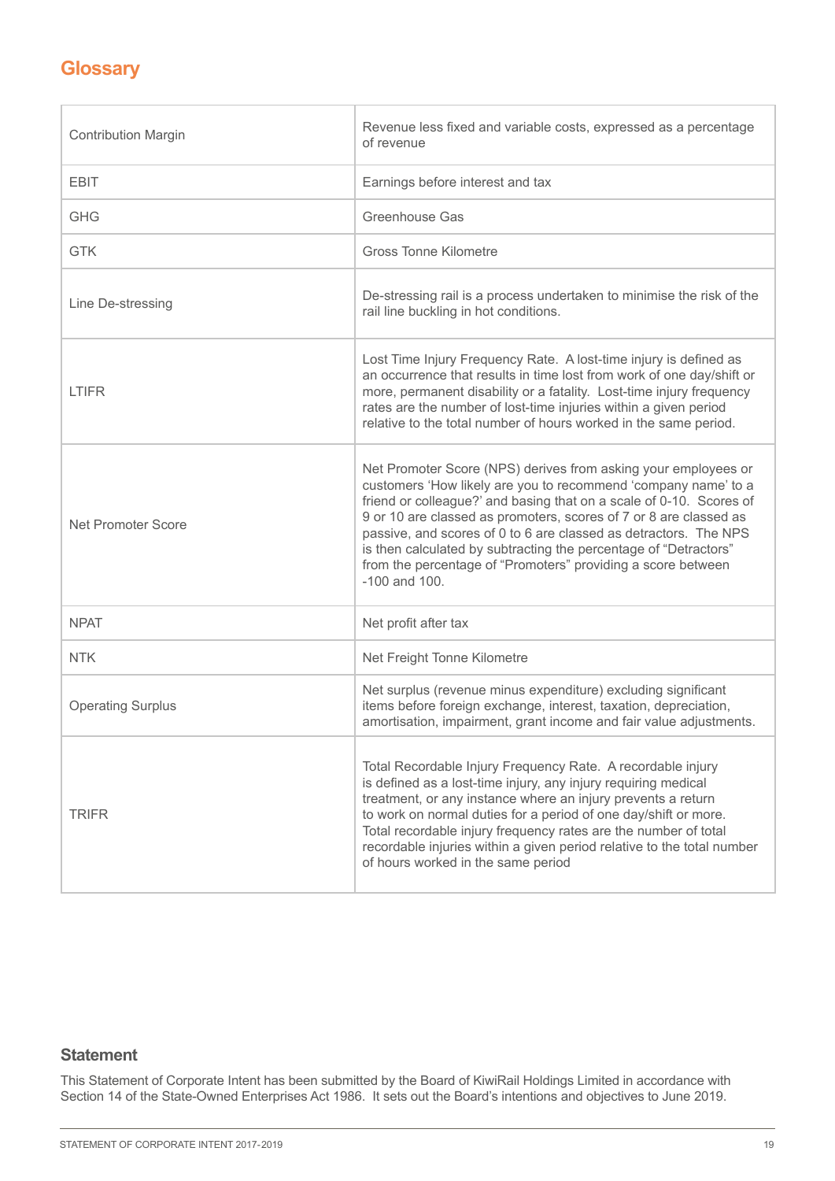## Glossary

| | |
|---|---|
| Contribution Margin | Revenue less fixed and variable costs, expressed as a percentage of revenue |
| EBIT | Earnings before interest and tax |
| GHG | Greenhouse Gas |
| GTK | Gross Tonne Kilometre |
| Line De-stressing | De-stressing rail is a process undertaken to minimise the risk of the rail line buckling in hot conditions. |
| LTIFR | Lost Time Injury Frequency Rate. A lost-time injury is defined as an occurrence that results in time lost from work of one day/shift or more, permanent disability or a fatality. Lost-time injury frequency rates are the number of lost-time injuries within a given period relative to the total number of hours worked in the same period. |
| Net Promoter Score | Net Promoter Score (NPS) derives from asking your employees or customers 'How likely are you to recommend 'company name' to a friend or colleague?' and basing that on a scale of 0-10. Scores of 9 or 10 are classed as promoters, scores of 7 or 8 are classed as passive, and scores of 0 to 6 are classed as detractors. The NPS is then calculated by subtracting the percentage of "Detractors" from the percentage of "Promoters" providing a score between -100 and 100. |
| NPAT | Net profit after tax |
| NTK | Net Freight Tonne Kilometre |
| Operating Surplus | Net surplus (revenue minus expenditure) excluding significant items before foreign exchange, interest, taxation, depreciation, amortisation, impairment, grant income and fair value adjustments. |
| TRIFR | Total Recordable Injury Frequency Rate. A recordable injury is defined as a lost-time injury, any injury requiring medical treatment, or any instance where an injury prevents a return to work on normal duties for a period of one day/shift or more. Total recordable injury frequency rates are the number of total recordable injuries within a given period relative to the total number of hours worked in the same period |

### Statement

This Statement of Corporate Intent has been submitted by the Board of KiwiRail Holdings Limited in accordance with Section 14 of the State-Owned Enterprises Act 1986. It sets out the Board's intentions and objectives to June 2019.